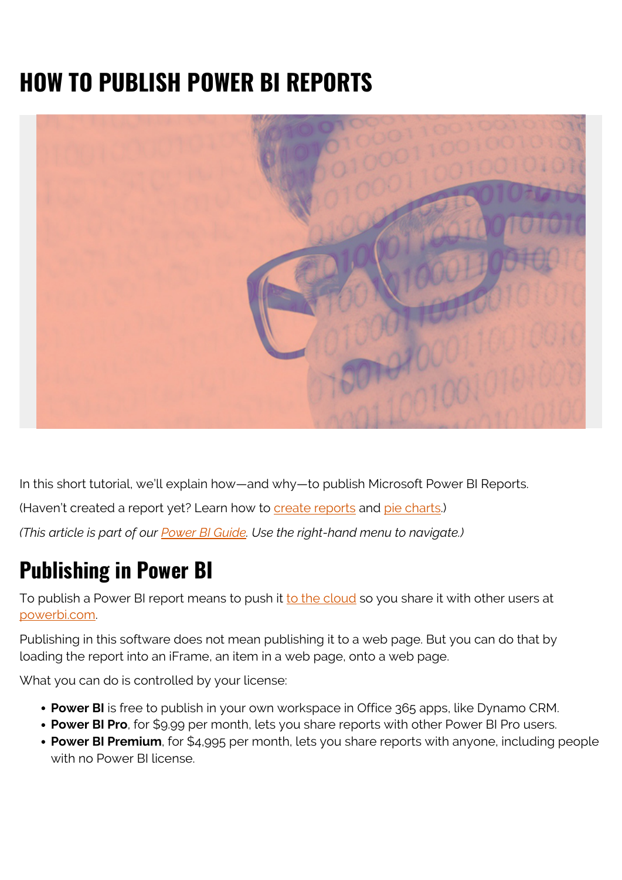# HOW TO PUBLISH POWER BI REPORTS

In this short tutorial, we'll explain how—and why—to publish Microsoft Power BI Reports.

(Haven't created a report yet? Learn how to create reports and pie charts.)

*(This article is part of our Power BI Guide. Use the right-hand menu to navigate.)*

## Publishing in Power BI

To publish a Power BI report means to push it to the cloud so you share it with other users at powerbi.com.

Publishing in this software does not mean publishing it to a web page. But you can do that by loading the report into an iFrame, an item in a web page, onto a web page.

What you can do is controlled by your license:

- **Power BI** is free to publish in your own workspace in Office 365 apps, like Dynamo CRM.
- **Power BI Pro**, for $9.99 per month, lets you share reports with other Power BI Pro users.
- **Power BI Premium**, for $4,995 per month, lets you share reports with anyone, including people with no Power BI license.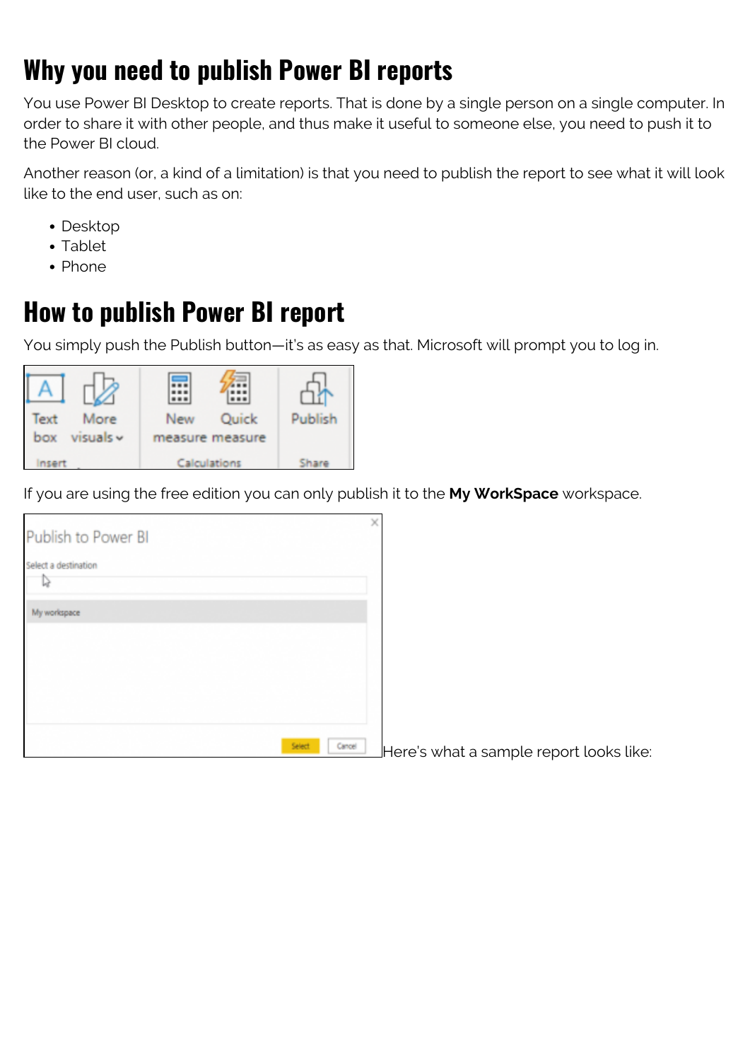## Why you need to publish Power BI reports

You use Power BI Desktop to create reports. That is done by a single person on a single computer. In order to share it with other people, and thus make it useful to someone else, you need to push it to the Power BI cloud.

Another reason (or, a kind of a limitation) is that you need to publish the report to see what it will look like to the end user, such as on:

- Desktop
- Tablet
- Phone

## How to publish Power BI report

You simply push the Publish button—it's as easy as that. Microsoft will prompt you to log in.

If you are using the free edition you can only publish it to the **My WorkSpace** workspace.

Here's what a sample report looks like: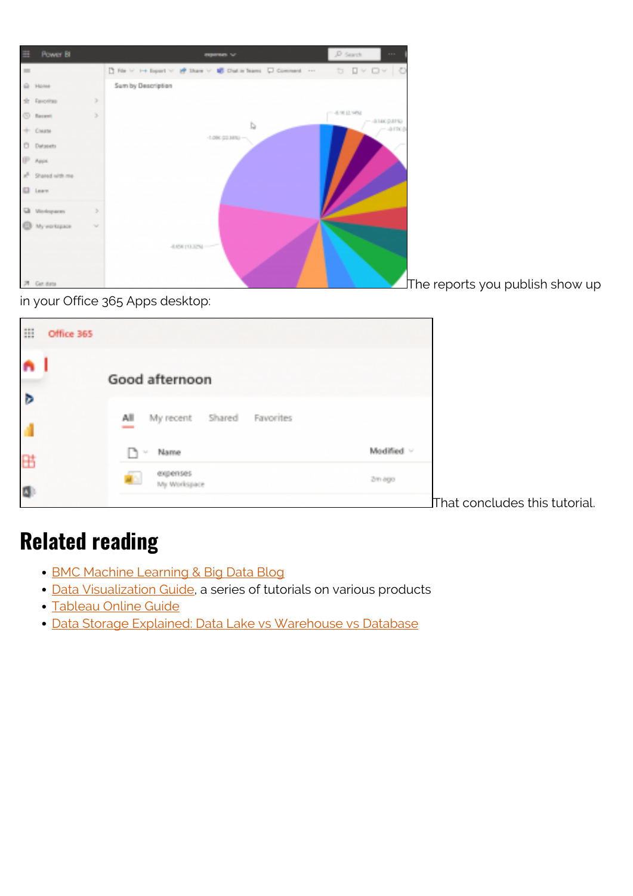The reports you publish show up in your Office 365 Apps desktop:

That concludes this tutorial.

## Related reading

- BMC Machine Learning & Big Data Blog
- Data Visualization Guide, a series of tutorials on various products
- Tableau Online Guide
- Data Storage Explained: Data Lake vs Warehouse vs Database